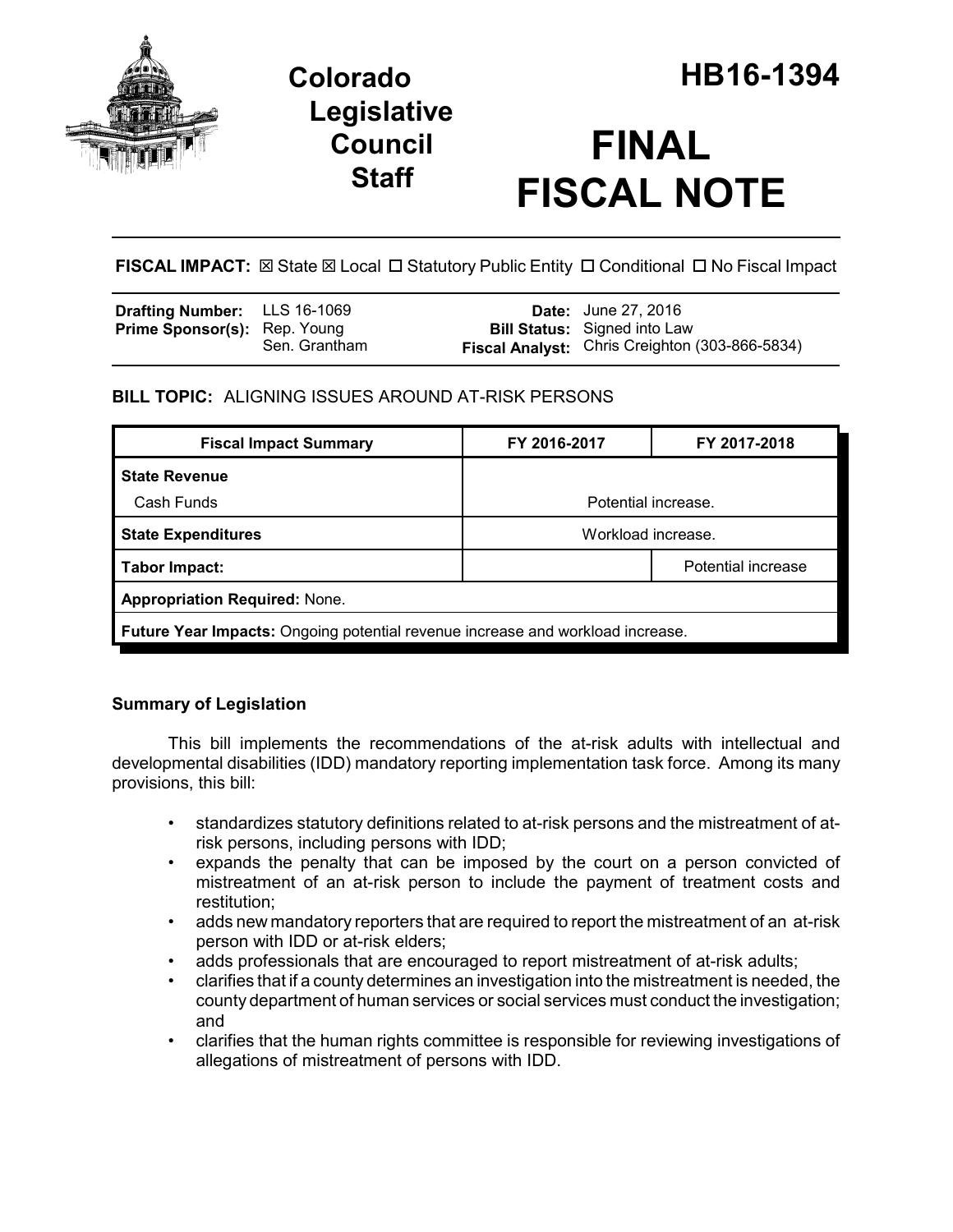# Colorado Legislative Council Staff

# HB16-1394

# FINAL FISCAL NOTE

**FISCAL IMPACT:** ☒ State ☒ Local ☐ Statutory Public Entity ☐ Conditional ☐ No Fiscal Impact

| | | | |
|---|---|---|---|
| **Drafting Number:** | LLS 16-1069 | **Date:** | June 27, 2016 |
| **Prime Sponsor(s):** | Rep. Young<br>Sen. Grantham | **Bill Status:** | Signed into Law |
| | | **Fiscal Analyst:** | Chris Creighton (303-866-5834) |

**BILL TOPIC:** ALIGNING ISSUES AROUND AT-RISK PERSONS

| Fiscal Impact Summary | FY 2016-2017 | FY 2017-2018 |
|---|---|---|
| **State Revenue** | | |
| Cash Funds | Potential increase. | |
| **State Expenditures** | Workload increase. | |
| **Tabor Impact:** | | Potential increase |
| **Appropriation Required:** None. | | |
| **Future Year Impacts:** Ongoing potential revenue increase and workload increase. | | |

## Summary of Legislation

This bill implements the recommendations of the at-risk adults with intellectual and developmental disabilities (IDD) mandatory reporting implementation task force. Among its many provisions, this bill:

- standardizes statutory definitions related to at-risk persons and the mistreatment of at-risk persons, including persons with IDD;
- expands the penalty that can be imposed by the court on a person convicted of mistreatment of an at-risk person to include the payment of treatment costs and restitution;
- adds new mandatory reporters that are required to report the mistreatment of an at-risk person with IDD or at-risk elders;
- adds professionals that are encouraged to report mistreatment of at-risk adults;
- clarifies that if a county determines an investigation into the mistreatment is needed, the county department of human services or social services must conduct the investigation; and
- clarifies that the human rights committee is responsible for reviewing investigations of allegations of mistreatment of persons with IDD.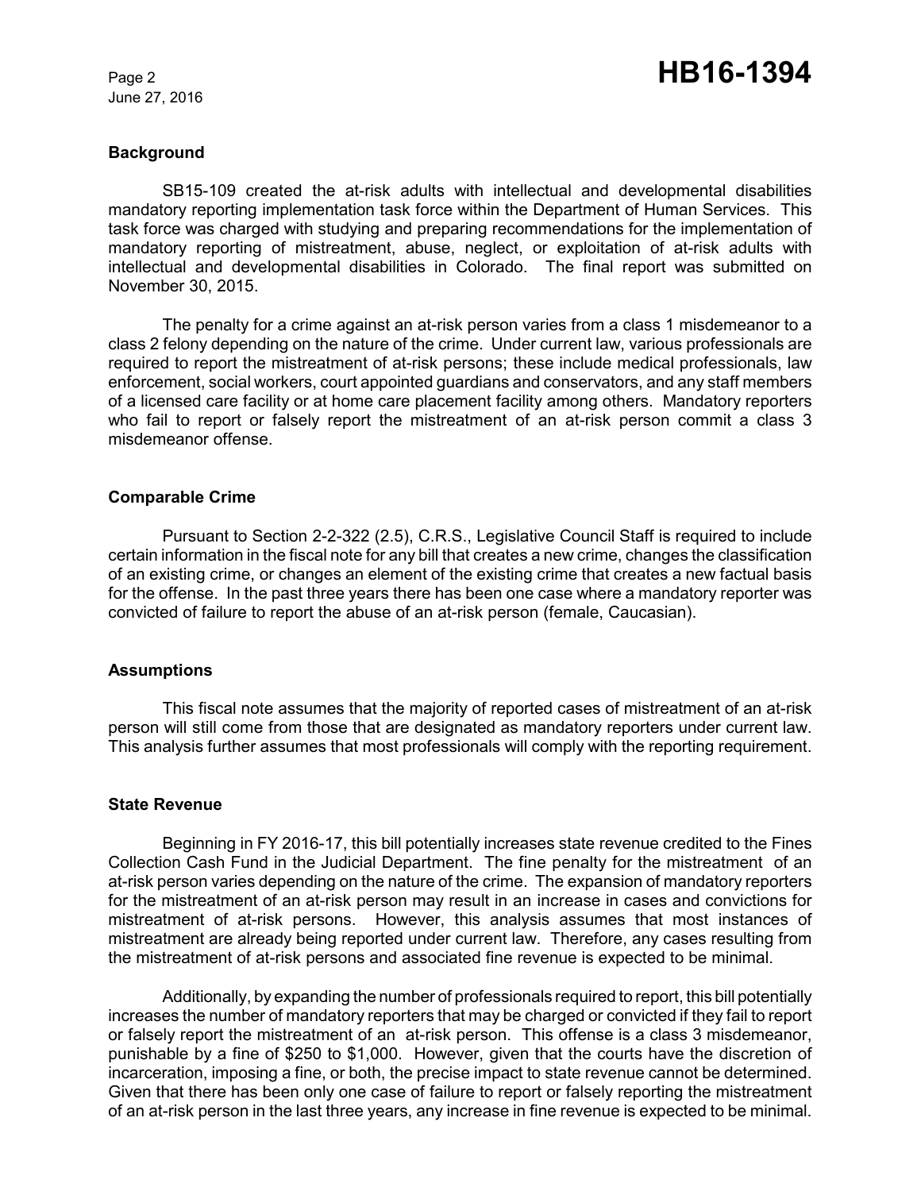## Background

SB15-109 created the at-risk adults with intellectual and developmental disabilities mandatory reporting implementation task force within the Department of Human Services. This task force was charged with studying and preparing recommendations for the implementation of mandatory reporting of mistreatment, abuse, neglect, or exploitation of at-risk adults with intellectual and developmental disabilities in Colorado. The final report was submitted on November 30, 2015.

The penalty for a crime against an at-risk person varies from a class 1 misdemeanor to a class 2 felony depending on the nature of the crime. Under current law, various professionals are required to report the mistreatment of at-risk persons; these include medical professionals, law enforcement, social workers, court appointed guardians and conservators, and any staff members of a licensed care facility or at home care placement facility among others. Mandatory reporters who fail to report or falsely report the mistreatment of an at-risk person commit a class 3 misdemeanor offense.

## Comparable Crime

Pursuant to Section 2-2-322 (2.5), C.R.S., Legislative Council Staff is required to include certain information in the fiscal note for any bill that creates a new crime, changes the classification of an existing crime, or changes an element of the existing crime that creates a new factual basis for the offense. In the past three years there has been one case where a mandatory reporter was convicted of failure to report the abuse of an at-risk person (female, Caucasian).

## Assumptions

This fiscal note assumes that the majority of reported cases of mistreatment of an at-risk person will still come from those that are designated as mandatory reporters under current law. This analysis further assumes that most professionals will comply with the reporting requirement.

## State Revenue

Beginning in FY 2016-17, this bill potentially increases state revenue credited to the Fines Collection Cash Fund in the Judicial Department. The fine penalty for the mistreatment of an at-risk person varies depending on the nature of the crime. The expansion of mandatory reporters for the mistreatment of an at-risk person may result in an increase in cases and convictions for mistreatment of at-risk persons. However, this analysis assumes that most instances of mistreatment are already being reported under current law. Therefore, any cases resulting from the mistreatment of at-risk persons and associated fine revenue is expected to be minimal.

Additionally, by expanding the number of professionals required to report, this bill potentially increases the number of mandatory reporters that may be charged or convicted if they fail to report or falsely report the mistreatment of an at-risk person. This offense is a class 3 misdemeanor, punishable by a fine of $250 to $1,000. However, given that the courts have the discretion of incarceration, imposing a fine, or both, the precise impact to state revenue cannot be determined. Given that there has been only one case of failure to report or falsely reporting the mistreatment of an at-risk person in the last three years, any increase in fine revenue is expected to be minimal.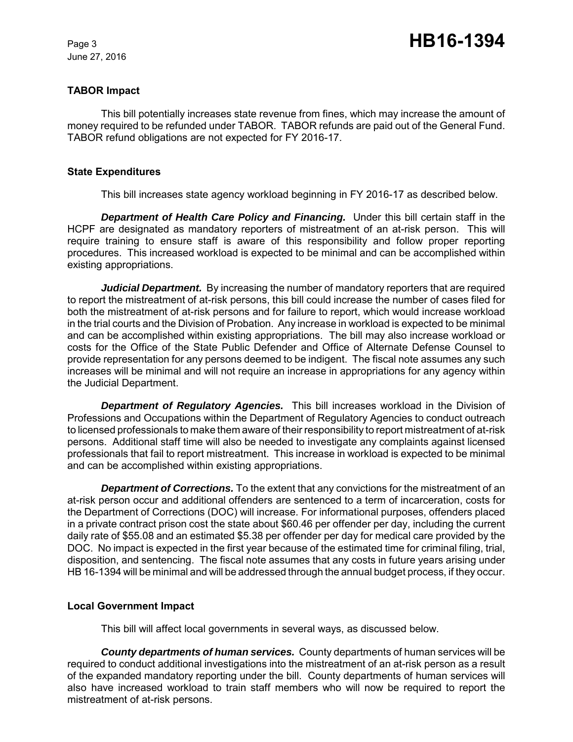**TABOR Impact**

This bill potentially increases state revenue from fines, which may increase the amount of money required to be refunded under TABOR. TABOR refunds are paid out of the General Fund. TABOR refund obligations are not expected for FY 2016-17.

**State Expenditures**

This bill increases state agency workload beginning in FY 2016-17 as described below.

***Department of Health Care Policy and Financing.*** Under this bill certain staff in the HCPF are designated as mandatory reporters of mistreatment of an at-risk person. This will require training to ensure staff is aware of this responsibility and follow proper reporting procedures. This increased workload is expected to be minimal and can be accomplished within existing appropriations.

***Judicial Department.*** By increasing the number of mandatory reporters that are required to report the mistreatment of at-risk persons, this bill could increase the number of cases filed for both the mistreatment of at-risk persons and for failure to report, which would increase workload in the trial courts and the Division of Probation. Any increase in workload is expected to be minimal and can be accomplished within existing appropriations. The bill may also increase workload or costs for the Office of the State Public Defender and Office of Alternate Defense Counsel to provide representation for any persons deemed to be indigent. The fiscal note assumes any such increases will be minimal and will not require an increase in appropriations for any agency within the Judicial Department.

***Department of Regulatory Agencies.*** This bill increases workload in the Division of Professions and Occupations within the Department of Regulatory Agencies to conduct outreach to licensed professionals to make them aware of their responsibility to report mistreatment of at-risk persons. Additional staff time will also be needed to investigate any complaints against licensed professionals that fail to report mistreatment. This increase in workload is expected to be minimal and can be accomplished within existing appropriations.

***Department of Corrections.*** To the extent that any convictions for the mistreatment of an at-risk person occur and additional offenders are sentenced to a term of incarceration, costs for the Department of Corrections (DOC) will increase. For informational purposes, offenders placed in a private contract prison cost the state about $60.46 per offender per day, including the current daily rate of $55.08 and an estimated $5.38 per offender per day for medical care provided by the DOC. No impact is expected in the first year because of the estimated time for criminal filing, trial, disposition, and sentencing. The fiscal note assumes that any costs in future years arising under HB 16-1394 will be minimal and will be addressed through the annual budget process, if they occur.

**Local Government Impact**

This bill will affect local governments in several ways, as discussed below.

***County departments of human services.*** County departments of human services will be required to conduct additional investigations into the mistreatment of an at-risk person as a result of the expanded mandatory reporting under the bill. County departments of human services will also have increased workload to train staff members who will now be required to report the mistreatment of at-risk persons.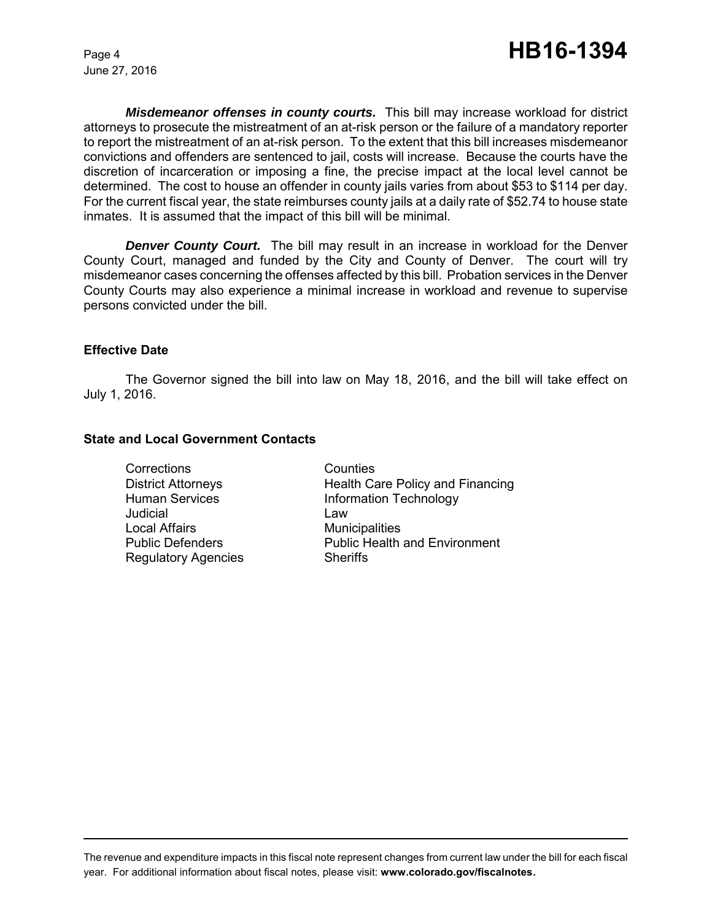***Misdemeanor offenses in county courts.*** This bill may increase workload for district attorneys to prosecute the mistreatment of an at-risk person or the failure of a mandatory reporter to report the mistreatment of an at-risk person. To the extent that this bill increases misdemeanor convictions and offenders are sentenced to jail, costs will increase. Because the courts have the discretion of incarceration or imposing a fine, the precise impact at the local level cannot be determined. The cost to house an offender in county jails varies from about $53 to $114 per day. For the current fiscal year, the state reimburses county jails at a daily rate of $52.74 to house state inmates. It is assumed that the impact of this bill will be minimal.

***Denver County Court.*** The bill may result in an increase in workload for the Denver County Court, managed and funded by the City and County of Denver. The court will try misdemeanor cases concerning the offenses affected by this bill. Probation services in the Denver County Courts may also experience a minimal increase in workload and revenue to supervise persons convicted under the bill.

**Effective Date**

The Governor signed the bill into law on May 18, 2016, and the bill will take effect on July 1, 2016.

**State and Local Government Contacts**

| | |
|---|---|
| Corrections | Counties |
| District Attorneys | Health Care Policy and Financing |
| Human Services | Information Technology |
| Judicial | Law |
| Local Affairs | Municipalities |
| Public Defenders | Public Health and Environment |
| Regulatory Agencies | Sheriffs |

The revenue and expenditure impacts in this fiscal note represent changes from current law under the bill for each fiscal year. For additional information about fiscal notes, please visit: **www.colorado.gov/fiscalnotes.**